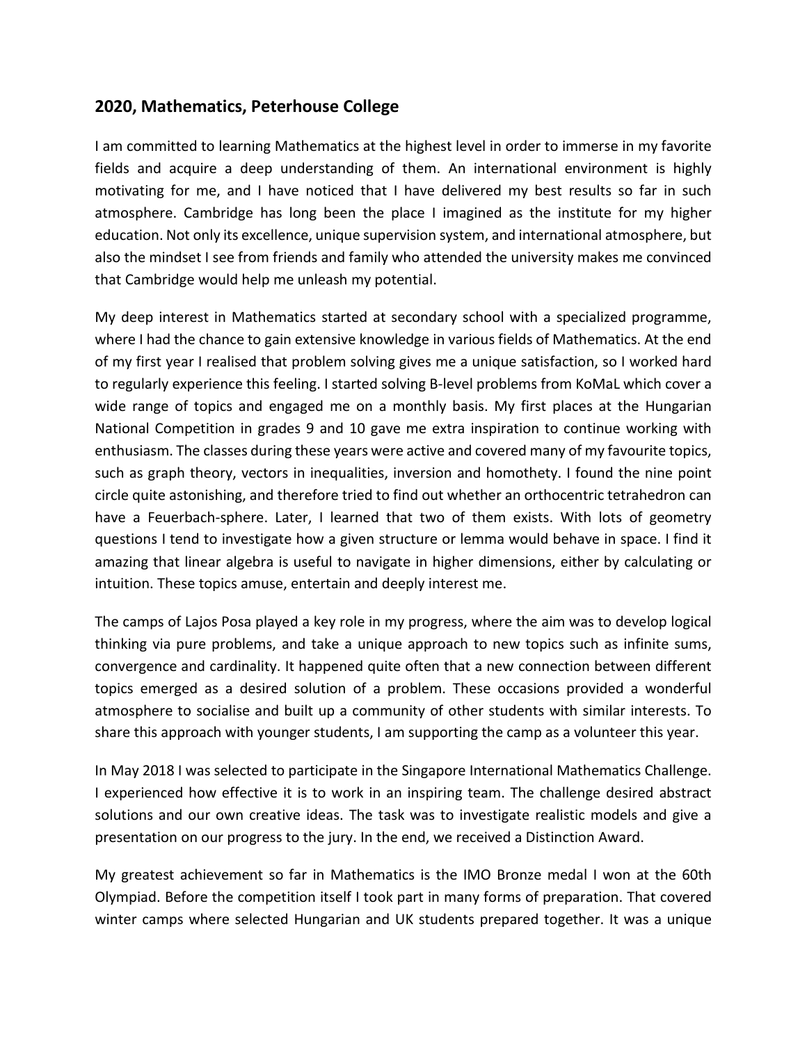## 2020, Mathematics, Peterhouse College

I am committed to learning Mathematics at the highest level in order to immerse in my favorite fields and acquire a deep understanding of them. An international environment is highly motivating for me, and I have noticed that I have delivered my best results so far in such atmosphere. Cambridge has long been the place I imagined as the institute for my higher education. Not only its excellence, unique supervision system, and international atmosphere, but also the mindset I see from friends and family who attended the university makes me convinced that Cambridge would help me unleash my potential.

My deep interest in Mathematics started at secondary school with a specialized programme, where I had the chance to gain extensive knowledge in various fields of Mathematics. At the end of my first year I realised that problem solving gives me a unique satisfaction, so I worked hard to regularly experience this feeling. I started solving B-level problems from KoMaL which cover a wide range of topics and engaged me on a monthly basis. My first places at the Hungarian National Competition in grades 9 and 10 gave me extra inspiration to continue working with enthusiasm. The classes during these years were active and covered many of my favourite topics, such as graph theory, vectors in inequalities, inversion and homothety. I found the nine point circle quite astonishing, and therefore tried to find out whether an orthocentric tetrahedron can have a Feuerbach-sphere. Later, I learned that two of them exists. With lots of geometry questions I tend to investigate how a given structure or lemma would behave in space. I find it amazing that linear algebra is useful to navigate in higher dimensions, either by calculating or intuition. These topics amuse, entertain and deeply interest me.

The camps of Lajos Posa played a key role in my progress, where the aim was to develop logical thinking via pure problems, and take a unique approach to new topics such as infinite sums, convergence and cardinality. It happened quite often that a new connection between different topics emerged as a desired solution of a problem. These occasions provided a wonderful atmosphere to socialise and built up a community of other students with similar interests. To share this approach with younger students, I am supporting the camp as a volunteer this year.

In May 2018 I was selected to participate in the Singapore International Mathematics Challenge. I experienced how effective it is to work in an inspiring team. The challenge desired abstract solutions and our own creative ideas. The task was to investigate realistic models and give a presentation on our progress to the jury. In the end, we received a Distinction Award.

My greatest achievement so far in Mathematics is the IMO Bronze medal I won at the 60th Olympiad. Before the competition itself I took part in many forms of preparation. That covered winter camps where selected Hungarian and UK students prepared together. It was a unique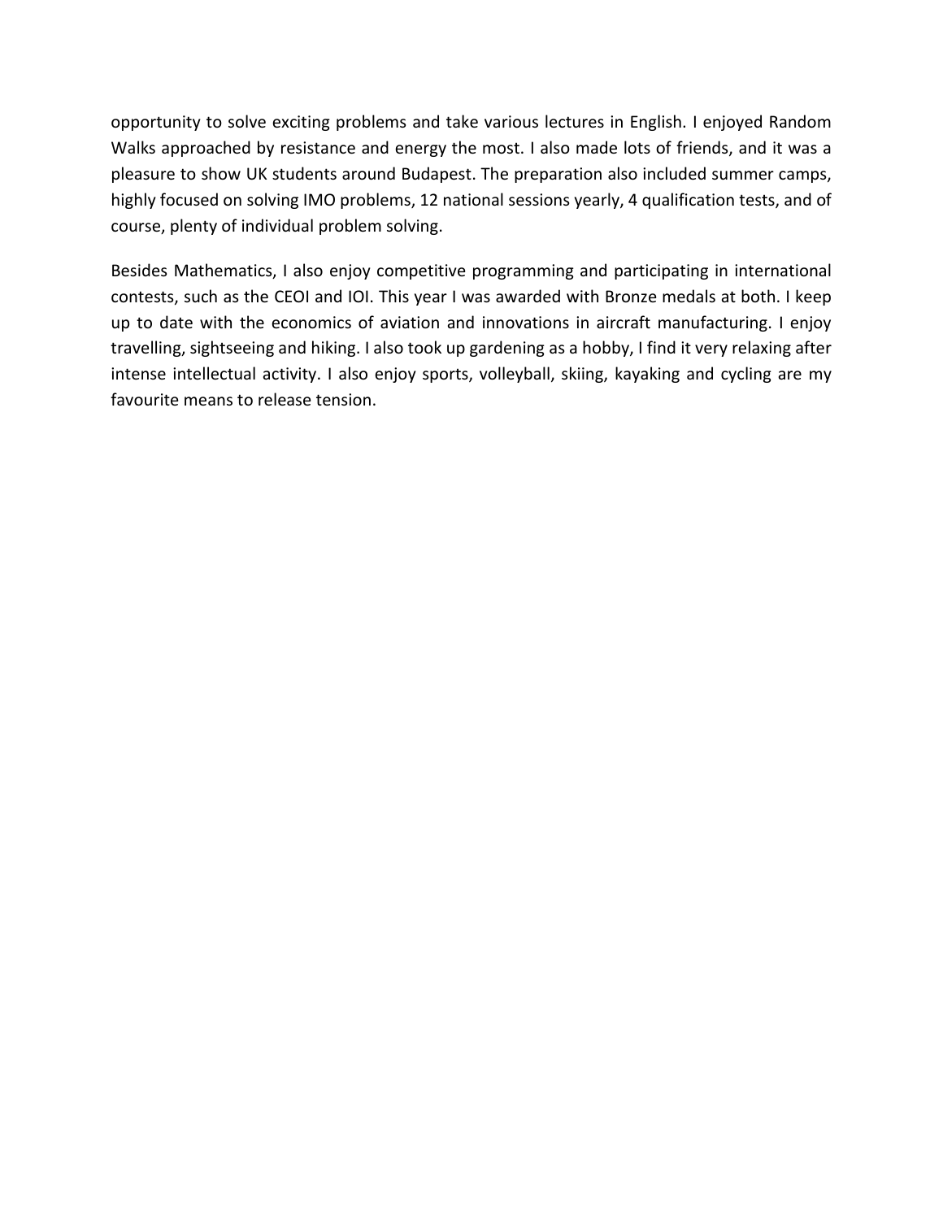opportunity to solve exciting problems and take various lectures in English. I enjoyed Random Walks approached by resistance and energy the most. I also made lots of friends, and it was a pleasure to show UK students around Budapest. The preparation also included summer camps, highly focused on solving IMO problems, 12 national sessions yearly, 4 qualification tests, and of course, plenty of individual problem solving.

Besides Mathematics, I also enjoy competitive programming and participating in international contests, such as the CEOI and IOI. This year I was awarded with Bronze medals at both. I keep up to date with the economics of aviation and innovations in aircraft manufacturing. I enjoy travelling, sightseeing and hiking. I also took up gardening as a hobby, I find it very relaxing after intense intellectual activity. I also enjoy sports, volleyball, skiing, kayaking and cycling are my favourite means to release tension.